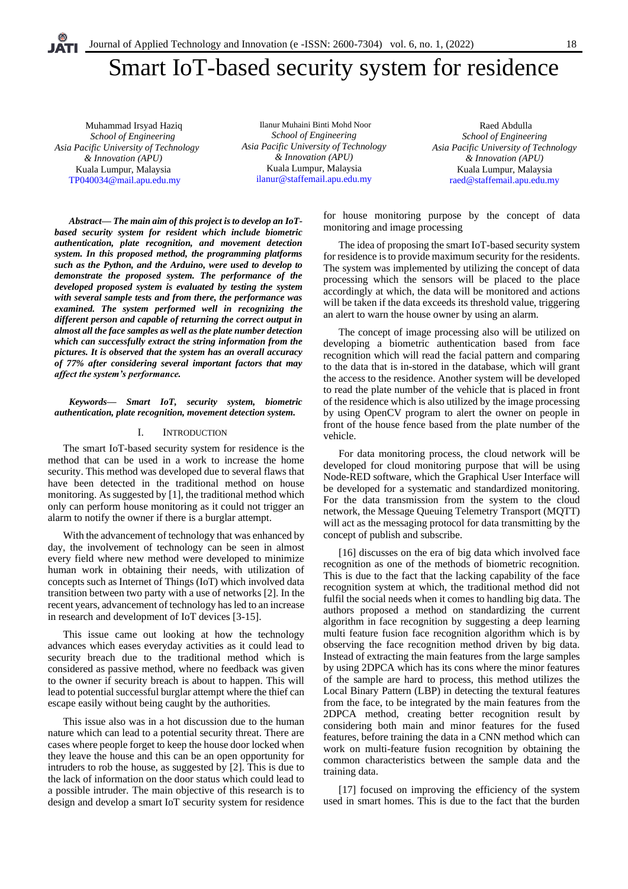# Smart IoT-based security system for residence

Muhammad Irsyad Haziq
*School of Engineering*
*Asia Pacific University of Technology & Innovation (APU)*
Kuala Lumpur, Malaysia
TP040034@mail.apu.edu.my

Ilanur Muhaini Binti Mohd Noor
*School of Engineering*
*Asia Pacific University of Technology & Innovation (APU)*
Kuala Lumpur, Malaysia
ilanur@staffemail.apu.edu.my

Raed Abdulla
*School of Engineering*
*Asia Pacific University of Technology & Innovation (APU)*
Kuala Lumpur, Malaysia
raed@staffemail.apu.edu.my

***Abstract*— *The main aim of this project is to develop an IoT-based security system for resident which include biometric authentication, plate recognition, and movement detection system. In this proposed method, the programming platforms such as the Python, and the Arduino, were used to develop to demonstrate the proposed system. The performance of the developed proposed system is evaluated by testing the system with several sample tests and from there, the performance was examined. The system performed well in recognizing the different person and capable of returning the correct output in almost all the face samples as well as the plate number detection which can successfully extract the string information from the pictures. It is observed that the system has an overall accuracy of 77% after considering several important factors that may affect the system's performance.***

***Keywords*— *Smart IoT, security system, biometric authentication, plate recognition, movement detection system.***

## I. Introduction

The smart IoT-based security system for residence is the method that can be used in a work to increase the home security. This method was developed due to several flaws that have been detected in the traditional method on house monitoring. As suggested by [1], the traditional method which only can perform house monitoring as it could not trigger an alarm to notify the owner if there is a burglar attempt.

With the advancement of technology that was enhanced by day, the involvement of technology can be seen in almost every field where new method were developed to minimize human work in obtaining their needs, with utilization of concepts such as Internet of Things (IoT) which involved data transition between two party with a use of networks [2]. In the recent years, advancement of technology has led to an increase in research and development of IoT devices [3-15].

This issue came out looking at how the technology advances which eases everyday activities as it could lead to security breach due to the traditional method which is considered as passive method, where no feedback was given to the owner if security breach is about to happen. This will lead to potential successful burglar attempt where the thief can escape easily without being caught by the authorities.

This issue also was in a hot discussion due to the human nature which can lead to a potential security threat. There are cases where people forget to keep the house door locked when they leave the house and this can be an open opportunity for intruders to rob the house, as suggested by [2]. This is due to the lack of information on the door status which could lead to a possible intruder. The main objective of this research is to design and develop a smart IoT security system for residence for house monitoring purpose by the concept of data monitoring and image processing

The idea of proposing the smart IoT-based security system for residence is to provide maximum security for the residents. The system was implemented by utilizing the concept of data processing which the sensors will be placed to the place accordingly at which, the data will be monitored and actions will be taken if the data exceeds its threshold value, triggering an alert to warn the house owner by using an alarm.

The concept of image processing also will be utilized on developing a biometric authentication based from face recognition which will read the facial pattern and comparing to the data that is in-stored in the database, which will grant the access to the residence. Another system will be developed to read the plate number of the vehicle that is placed in front of the residence which is also utilized by the image processing by using OpenCV program to alert the owner on people in front of the house fence based from the plate number of the vehicle.

For data monitoring process, the cloud network will be developed for cloud monitoring purpose that will be using Node-RED software, which the Graphical User Interface will be developed for a systematic and standardized monitoring. For the data transmission from the system to the cloud network, the Message Queuing Telemetry Transport (MQTT) will act as the messaging protocol for data transmitting by the concept of publish and subscribe.

[16] discusses on the era of big data which involved face recognition as one of the methods of biometric recognition. This is due to the fact that the lacking capability of the face recognition system at which, the traditional method did not fulfil the social needs when it comes to handling big data. The authors proposed a method on standardizing the current algorithm in face recognition by suggesting a deep learning multi feature fusion face recognition algorithm which is by observing the face recognition method driven by big data. Instead of extracting the main features from the large samples by using 2DPCA which has its cons where the minor features of the sample are hard to process, this method utilizes the Local Binary Pattern (LBP) in detecting the textural features from the face, to be integrated by the main features from the 2DPCA method, creating better recognition result by considering both main and minor features for the fused features, before training the data in a CNN method which can work on multi-feature fusion recognition by obtaining the common characteristics between the sample data and the training data.

[17] focused on improving the efficiency of the system used in smart homes. This is due to the fact that the burden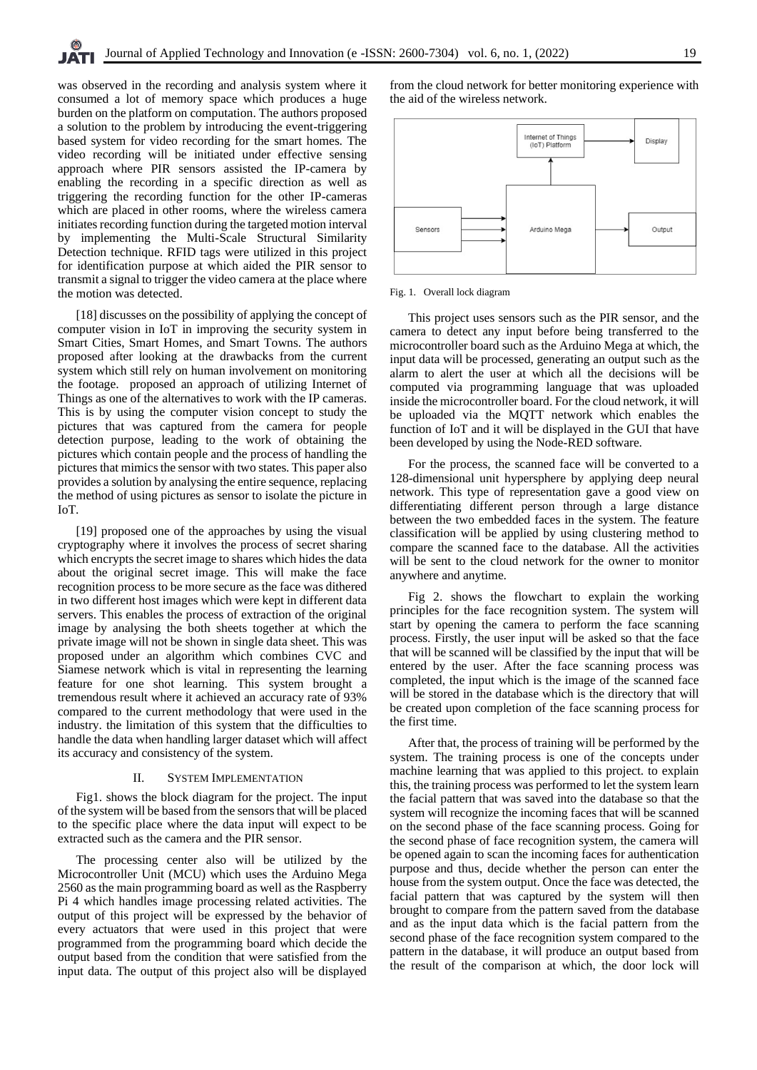was observed in the recording and analysis system where it consumed a lot of memory space which produces a huge burden on the platform on computation. The authors proposed a solution to the problem by introducing the event-triggering based system for video recording for the smart homes. The video recording will be initiated under effective sensing approach where PIR sensors assisted the IP-camera by enabling the recording in a specific direction as well as triggering the recording function for the other IP-cameras which are placed in other rooms, where the wireless camera initiates recording function during the targeted motion interval by implementing the Multi-Scale Structural Similarity Detection technique. RFID tags were utilized in this project for identification purpose at which aided the PIR sensor to transmit a signal to trigger the video camera at the place where the motion was detected.

[18] discusses on the possibility of applying the concept of computer vision in IoT in improving the security system in Smart Cities, Smart Homes, and Smart Towns. The authors proposed after looking at the drawbacks from the current system which still rely on human involvement on monitoring the footage. proposed an approach of utilizing Internet of Things as one of the alternatives to work with the IP cameras. This is by using the computer vision concept to study the pictures that was captured from the camera for people detection purpose, leading to the work of obtaining the pictures which contain people and the process of handling the pictures that mimics the sensor with two states. This paper also provides a solution by analysing the entire sequence, replacing the method of using pictures as sensor to isolate the picture in IoT.

[19] proposed one of the approaches by using the visual cryptography where it involves the process of secret sharing which encrypts the secret image to shares which hides the data about the original secret image. This will make the face recognition process to be more secure as the face was dithered in two different host images which were kept in different data servers. This enables the process of extraction of the original image by analysing the both sheets together at which the private image will not be shown in single data sheet. This was proposed under an algorithm which combines CVC and Siamese network which is vital in representing the learning feature for one shot learning. This system brought a tremendous result where it achieved an accuracy rate of 93% compared to the current methodology that were used in the industry. the limitation of this system that the difficulties to handle the data when handling larger dataset which will affect its accuracy and consistency of the system.

## II. System Implementation

Fig1. shows the block diagram for the project. The input of the system will be based from the sensors that will be placed to the specific place where the data input will expect to be extracted such as the camera and the PIR sensor.

The processing center also will be utilized by the Microcontroller Unit (MCU) which uses the Arduino Mega 2560 as the main programming board as well as the Raspberry Pi 4 which handles image processing related activities. The output of this project will be expressed by the behavior of every actuators that were used in this project that were programmed from the programming board which decide the output based from the condition that were satisfied from the input data. The output of this project also will be displayed from the cloud network for better monitoring experience with the aid of the wireless network.

Internet of Things (IoT) Platform → Display

Sensors → Arduino Mega → Output

Arduino Mega → Internet of Things (IoT) Platform

Fig. 1. Overall lock diagram

This project uses sensors such as the PIR sensor, and the camera to detect any input before being transferred to the microcontroller board such as the Arduino Mega at which, the input data will be processed, generating an output such as the alarm to alert the user at which all the decisions will be computed via programming language that was uploaded inside the microcontroller board. For the cloud network, it will be uploaded via the MQTT network which enables the function of IoT and it will be displayed in the GUI that have been developed by using the Node-RED software.

For the process, the scanned face will be converted to a 128-dimensional unit hypersphere by applying deep neural network. This type of representation gave a good view on differentiating different person through a large distance between the two embedded faces in the system. The feature classification will be applied by using clustering method to compare the scanned face to the database. All the activities will be sent to the cloud network for the owner to monitor anywhere and anytime.

Fig 2. shows the flowchart to explain the working principles for the face recognition system. The system will start by opening the camera to perform the face scanning process. Firstly, the user input will be asked so that the face that will be scanned will be classified by the input that will be entered by the user. After the face scanning process was completed, the input which is the image of the scanned face will be stored in the database which is the directory that will be created upon completion of the face scanning process for the first time.

After that, the process of training will be performed by the system. The training process is one of the concepts under machine learning that was applied to this project. to explain this, the training process was performed to let the system learn the facial pattern that was saved into the database so that the system will recognize the incoming faces that will be scanned on the second phase of the face scanning process. Going for the second phase of face recognition system, the camera will be opened again to scan the incoming faces for authentication purpose and thus, decide whether the person can enter the house from the system output. Once the face was detected, the facial pattern that was captured by the system will then brought to compare from the pattern saved from the database and as the input data which is the facial pattern from the second phase of the face recognition system compared to the pattern in the database, it will produce an output based from the result of the comparison at which, the door lock will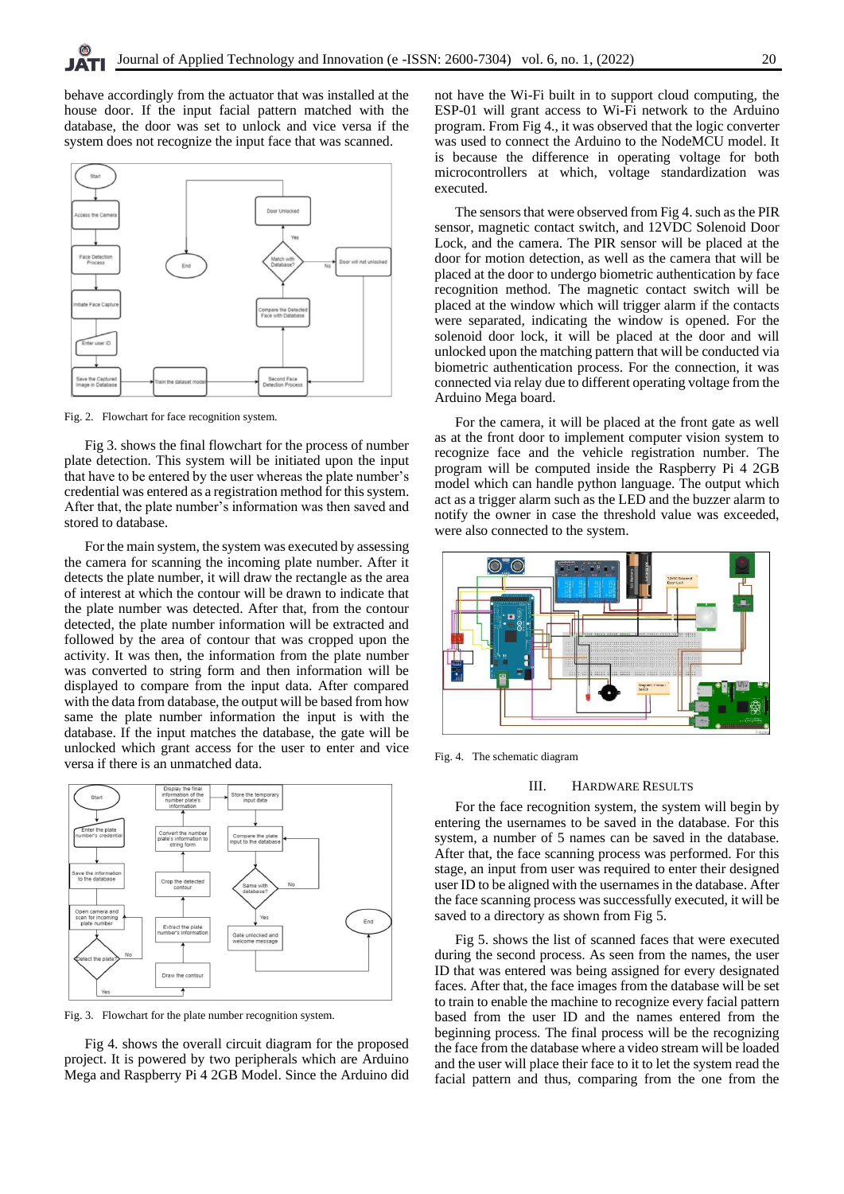behave accordingly from the actuator that was installed at the house door. If the input facial pattern matched with the database, the door was set to unlock and vice versa if the system does not recognize the input face that was scanned.

Fig. 2. Flowchart for face recognition system.

Fig 3. shows the final flowchart for the process of number plate detection. This system will be initiated upon the input that have to be entered by the user whereas the plate number's credential was entered as a registration method for this system. After that, the plate number's information was then saved and stored to database.

For the main system, the system was executed by assessing the camera for scanning the incoming plate number. After it detects the plate number, it will draw the rectangle as the area of interest at which the contour will be drawn to indicate that the plate number was detected. After that, from the contour detected, the plate number information will be extracted and followed by the area of contour that was cropped upon the activity. It was then, the information from the plate number was converted to string form and then information will be displayed to compare from the input data. After compared with the data from database, the output will be based from how same the plate number information the input is with the database. If the input matches the database, the gate will be unlocked which grant access for the user to enter and vice versa if there is an unmatched data.

Fig. 3. Flowchart for the plate number recognition system.

Fig 4. shows the overall circuit diagram for the proposed project. It is powered by two peripherals which are Arduino Mega and Raspberry Pi 4 2GB Model. Since the Arduino did not have the Wi-Fi built in to support cloud computing, the ESP-01 will grant access to Wi-Fi network to the Arduino program. From Fig 4., it was observed that the logic converter was used to connect the Arduino to the NodeMCU model. It is because the difference in operating voltage for both microcontrollers at which, voltage standardization was executed.

The sensors that were observed from Fig 4. such as the PIR sensor, magnetic contact switch, and 12VDC Solenoid Door Lock, and the camera. The PIR sensor will be placed at the door for motion detection, as well as the camera that will be placed at the door to undergo biometric authentication by face recognition method. The magnetic contact switch will be placed at the window which will trigger alarm if the contacts were separated, indicating the window is opened. For the solenoid door lock, it will be placed at the door and will unlocked upon the matching pattern that will be conducted via biometric authentication process. For the connection, it was connected via relay due to different operating voltage from the Arduino Mega board.

For the camera, it will be placed at the front gate as well as at the front door to implement computer vision system to recognize face and the vehicle registration number. The program will be computed inside the Raspberry Pi 4 2GB model which can handle python language. The output which act as a trigger alarm such as the LED and the buzzer alarm to notify the owner in case the threshold value was exceeded, were also connected to the system.

Fig. 4. The schematic diagram

## III. HARDWARE RESULTS

For the face recognition system, the system will begin by entering the usernames to be saved in the database. For this system, a number of 5 names can be saved in the database. After that, the face scanning process was performed. For this stage, an input from user was required to enter their designed user ID to be aligned with the usernames in the database. After the face scanning process was successfully executed, it will be saved to a directory as shown from Fig 5.

Fig 5. shows the list of scanned faces that were executed during the second process. As seen from the names, the user ID that was entered was being assigned for every designated faces. After that, the face images from the database will be set to train to enable the machine to recognize every facial pattern based from the user ID and the names entered from the beginning process. The final process will be the recognizing the face from the database where a video stream will be loaded and the user will place their face to it to let the system read the facial pattern and thus, comparing from the one from the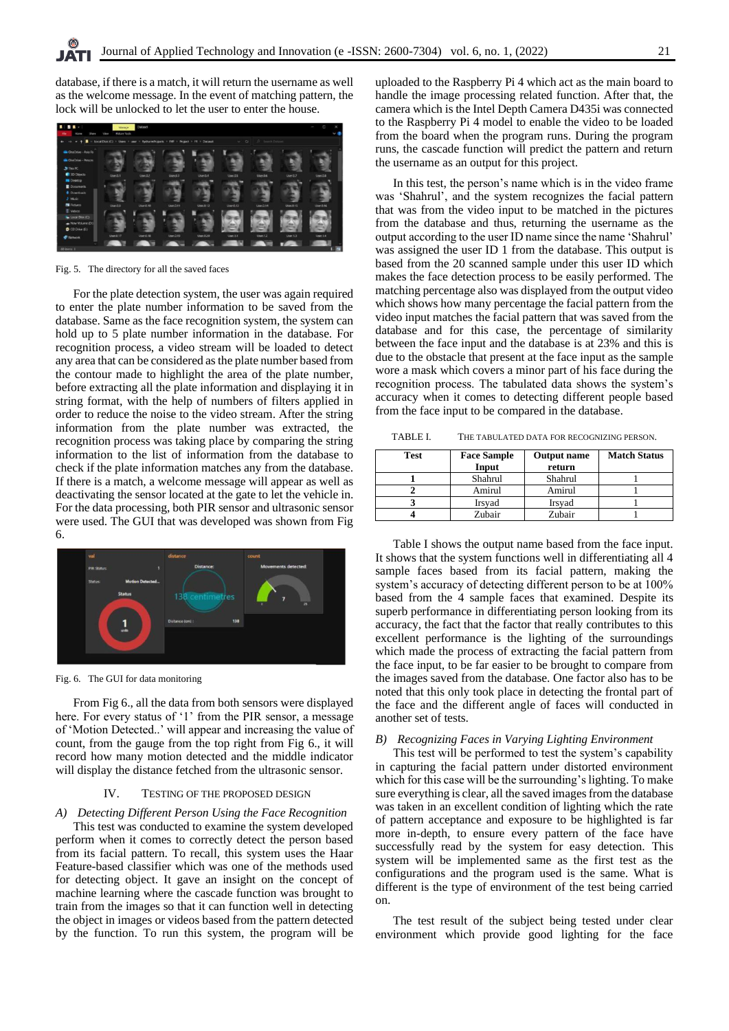database, if there is a match, it will return the username as well as the welcome message. In the event of matching pattern, the lock will be unlocked to let the user to enter the house.

Fig. 5. The directory for all the saved faces

For the plate detection system, the user was again required to enter the plate number information to be saved from the database. Same as the face recognition system, the system can hold up to 5 plate number information in the database. For recognition process, a video stream will be loaded to detect any area that can be considered as the plate number based from the contour made to highlight the area of the plate number, before extracting all the plate information and displaying it in string format, with the help of numbers of filters applied in order to reduce the noise to the video stream. After the string information from the plate number was extracted, the recognition process was taking place by comparing the string information to the list of information from the database to check if the plate information matches any from the database. If there is a match, a welcome message will appear as well as deactivating the sensor located at the gate to let the vehicle in. For the data processing, both PIR sensor and ultrasonic sensor were used. The GUI that was developed was shown from Fig 6.

Fig. 6. The GUI for data monitoring

From Fig 6., all the data from both sensors were displayed here. For every status of '1' from the PIR sensor, a message of 'Motion Detected..' will appear and increasing the value of count, from the gauge from the top right from Fig 6., it will record how many motion detected and the middle indicator will display the distance fetched from the ultrasonic sensor.

## IV. Testing of the Proposed Design

### A) Detecting Different Person Using the Face Recognition

This test was conducted to examine the system developed perform when it comes to correctly detect the person based from its facial pattern. To recall, this system uses the Haar Feature-based classifier which was one of the methods used for detecting object. It gave an insight on the concept of machine learning where the cascade function was brought to train from the images so that it can function well in detecting the object in images or videos based from the pattern detected by the function. To run this system, the program will be uploaded to the Raspberry Pi 4 which act as the main board to handle the image processing related function. After that, the camera which is the Intel Depth Camera D435i was connected to the Raspberry Pi 4 model to enable the video to be loaded from the board when the program runs. During the program runs, the cascade function will predict the pattern and return the username as an output for this project.

In this test, the person's name which is in the video frame was 'Shahrul', and the system recognizes the facial pattern that was from the video input to be matched in the pictures from the database and thus, returning the username as the output according to the user ID name since the name 'Shahrul' was assigned the user ID 1 from the database. This output is based from the 20 scanned sample under this user ID which makes the face detection process to be easily performed. The matching percentage also was displayed from the output video which shows how many percentage the facial pattern from the video input matches the facial pattern that was saved from the database and for this case, the percentage of similarity between the face input and the database is at 23% and this is due to the obstacle that present at the face input as the sample wore a mask which covers a minor part of his face during the recognition process. The tabulated data shows the system's accuracy when it comes to detecting different people based from the face input to be compared in the database.

TABLE I. The tabulated data for recognizing person.

| Test | Face Sample Input | Output name return | Match Status |
|---|---|---|---|
| **1** | Shahrul | Shahrul | 1 |
| **2** | Amirul | Amirul | 1 |
| **3** | Irsyad | Irsyad | 1 |
| **4** | Zubair | Zubair | 1 |

Table I shows the output name based from the face input. It shows that the system functions well in differentiating all 4 sample faces based from its facial pattern, making the system's accuracy of detecting different person to be at 100% based from the 4 sample faces that examined. Despite its superb performance in differentiating person looking from its accuracy, the fact that the factor that really contributes to this excellent performance is the lighting of the surroundings which made the process of extracting the facial pattern from the face input, to be far easier to be brought to compare from the images saved from the database. One factor also has to be noted that this only took place in detecting the frontal part of the face and the different angle of faces will conducted in another set of tests.

### B) Recognizing Faces in Varying Lighting Environment

This test will be performed to test the system's capability in capturing the facial pattern under distorted environment which for this case will be the surrounding's lighting. To make sure everything is clear, all the saved images from the database was taken in an excellent condition of lighting which the rate of pattern acceptance and exposure to be highlighted is far more in-depth, to ensure every pattern of the face have successfully read by the system for easy detection. This system will be implemented same as the first test as the configurations and the program used is the same. What is different is the type of environment of the test being carried on.

The test result of the subject being tested under clear environment which provide good lighting for the face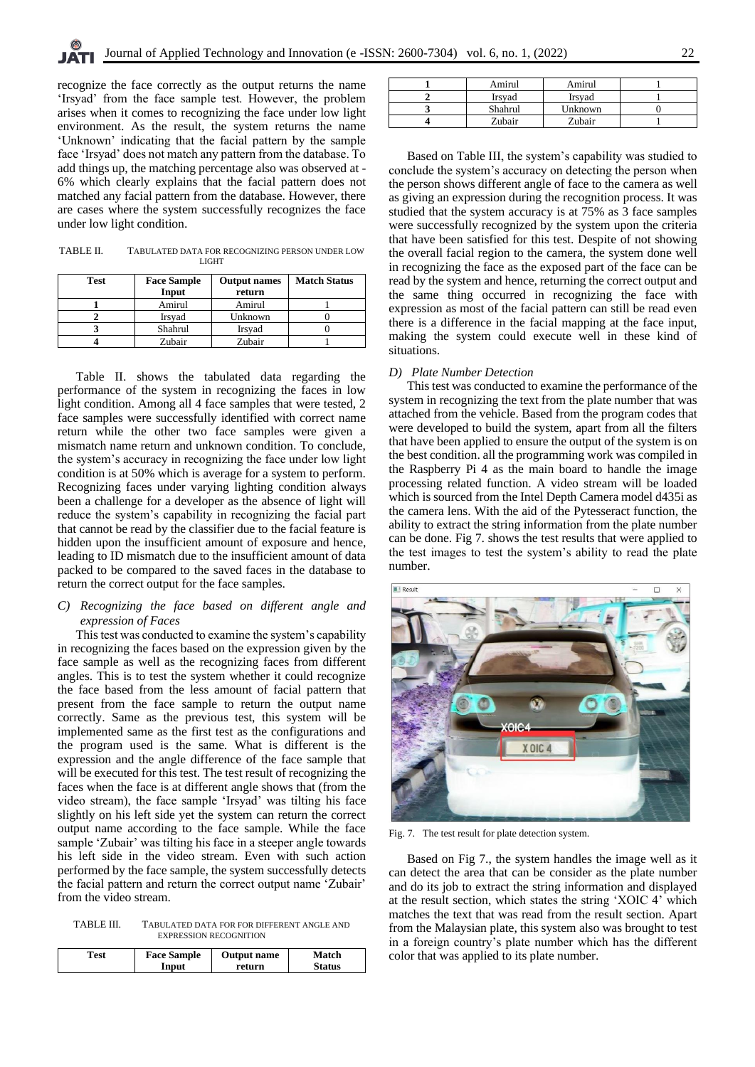recognize the face correctly as the output returns the name 'Irsyad' from the face sample test. However, the problem arises when it comes to recognizing the face under low light environment. As the result, the system returns the name 'Unknown' indicating that the facial pattern by the sample face 'Irsyad' does not match any pattern from the database. To add things up, the matching percentage also was observed at -6% which clearly explains that the facial pattern does not matched any facial pattern from the database. However, there are cases where the system successfully recognizes the face under low light condition.

TABLE II. TABULATED DATA FOR RECOGNIZING PERSON UNDER LOW LIGHT

| Test | Face Sample Input | Output names return | Match Status |
|---|---|---|---|
| 1 | Amirul | Amirul | 1 |
| 2 | Irsyad | Unknown | 0 |
| 3 | Shahrul | Irsyad | 0 |
| 4 | Zubair | Zubair | 1 |

Table II. shows the tabulated data regarding the performance of the system in recognizing the faces in low light condition. Among all 4 face samples that were tested, 2 face samples were successfully identified with correct name return while the other two face samples were given a mismatch name return and unknown condition. To conclude, the system's accuracy in recognizing the face under low light condition is at 50% which is average for a system to perform. Recognizing faces under varying lighting condition always been a challenge for a developer as the absence of light will reduce the system's capability in recognizing the facial part that cannot be read by the classifier due to the facial feature is hidden upon the insufficient amount of exposure and hence, leading to ID mismatch due to the insufficient amount of data packed to be compared to the saved faces in the database to return the correct output for the face samples.

### *C) Recognizing the face based on different angle and expression of Faces*

This test was conducted to examine the system's capability in recognizing the faces based on the expression given by the face sample as well as the recognizing faces from different angles. This is to test the system whether it could recognize the face based from the less amount of facial pattern that present from the face sample to return the output name correctly. Same as the previous test, this system will be implemented same as the first test as the configurations and the program used is the same. What is different is the expression and the angle difference of the face sample that will be executed for this test. The test result of recognizing the faces when the face is at different angle shows that (from the video stream), the face sample 'Irsyad' was tilting his face slightly on his left side yet the system can return the correct output name according to the face sample. While the face sample 'Zubair' was tilting his face in a steeper angle towards his left side in the video stream. Even with such action performed by the face sample, the system successfully detects the facial pattern and return the correct output name 'Zubair' from the video stream.

TABLE III. TABULATED DATA FOR FOR DIFFERENT ANGLE AND EXPRESSION RECOGNITION

| Test | Face Sample Input | Output name return | Match Status |
|---|---|---|---|
| 1 | Amirul | Amirul | 1 |
| 2 | Irsyad | Irsyad | 1 |
| 3 | Shahrul | Unknown | 0 |
| 4 | Zubair | Zubair | 1 |

Based on Table III, the system's capability was studied to conclude the system's accuracy on detecting the person when the person shows different angle of face to the camera as well as giving an expression during the recognition process. It was studied that the system accuracy is at 75% as 3 face samples were successfully recognized by the system upon the criteria that have been satisfied for this test. Despite of not showing the overall facial region to the camera, the system done well in recognizing the face as the exposed part of the face can be read by the system and hence, returning the correct output and the same thing occurred in recognizing the face with expression as most of the facial pattern can still be read even there is a difference in the facial mapping at the face input, making the system could execute well in these kind of situations.

### *D) Plate Number Detection*

This test was conducted to examine the performance of the system in recognizing the text from the plate number that was attached from the vehicle. Based from the program codes that were developed to build the system, apart from all the filters that have been applied to ensure the output of the system is on the best condition. all the programming work was compiled in the Raspberry Pi 4 as the main board to handle the image processing related function. A video stream will be loaded which is sourced from the Intel Depth Camera model d435i as the camera lens. With the aid of the Pytesseract function, the ability to extract the string information from the plate number can be done. Fig 7. shows the test results that were applied to the test images to test the system's ability to read the plate number.

Fig. 7. The test result for plate detection system.

Based on Fig 7., the system handles the image well as it can detect the area that can be consider as the plate number and do its job to extract the string information and displayed at the result section, which states the string 'XOIC 4' which matches the text that was read from the result section. Apart from the Malaysian plate, this system also was brought to test in a foreign country's plate number which has the different color that was applied to its plate number.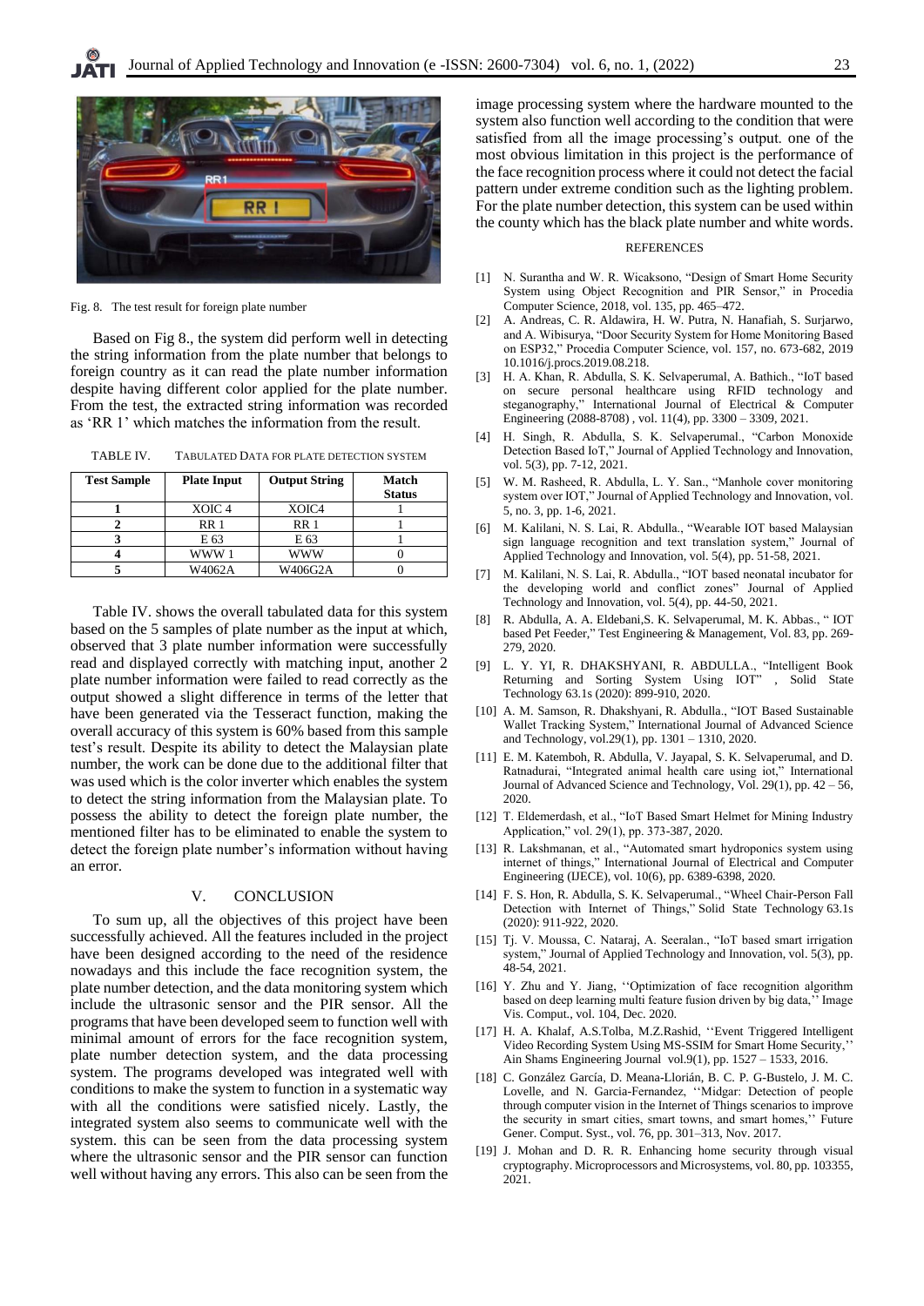Fig. 8. The test result for foreign plate number

Based on Fig 8., the system did perform well in detecting the string information from the plate number that belongs to foreign country as it can read the plate number information despite having different color applied for the plate number. From the test, the extracted string information was recorded as 'RR 1' which matches the information from the result.

TABLE IV. TABULATED DATA FOR PLATE DETECTION SYSTEM

| Test Sample | Plate Input | Output String | Match Status |
|---|---|---|---|
| 1 | XOIC 4 | XOIC4 | 1 |
| 2 | RR 1 | RR 1 | 1 |
| 3 | E 63 | E 63 | 1 |
| 4 | WWW 1 | WWW | 0 |
| 5 | W4062A | W406G2A | 0 |

Table IV. shows the overall tabulated data for this system based on the 5 samples of plate number as the input at which, observed that 3 plate number information were successfully read and displayed correctly with matching input, another 2 plate number information were failed to read correctly as the output showed a slight difference in terms of the letter that have been generated via the Tesseract function, making the overall accuracy of this system is 60% based from this sample test's result. Despite its ability to detect the Malaysian plate number, the work can be done due to the additional filter that was used which is the color inverter which enables the system to detect the string information from the Malaysian plate. To possess the ability to detect the foreign plate number, the mentioned filter has to be eliminated to enable the system to detect the foreign plate number's information without having an error.

## V. CONCLUSION

To sum up, all the objectives of this project have been successfully achieved. All the features included in the project have been designed according to the need of the residence nowadays and this include the face recognition system, the plate number detection, and the data monitoring system which include the ultrasonic sensor and the PIR sensor. All the programs that have been developed seem to function well with minimal amount of errors for the face recognition system, plate number detection system, and the data processing system. The programs developed was integrated well with conditions to make the system to function in a systematic way with all the conditions were satisfied nicely. Lastly, the integrated system also seems to communicate well with the system. this can be seen from the data processing system where the ultrasonic sensor and the PIR sensor can function well without having any errors. This also can be seen from the image processing system where the hardware mounted to the system also function well according to the condition that were satisfied from all the image processing's output. one of the most obvious limitation in this project is the performance of the face recognition process where it could not detect the facial pattern under extreme condition such as the lighting problem. For the plate number detection, this system can be used within the county which has the black plate number and white words.

## REFERENCES

[1] N. Surantha and W. R. Wicaksono, "Design of Smart Home Security System using Object Recognition and PIR Sensor," in Procedia Computer Science, 2018, vol. 135, pp. 465–472.

[2] A. Andreas, C. R. Aldawira, H. W. Putra, N. Hanafiah, S. Surjarwo, and A. Wibisurya, "Door Security System for Home Monitoring Based on ESP32," Procedia Computer Science, vol. 157, no. 673-682, 2019 10.1016/j.procs.2019.08.218.

[3] H. A. Khan, R. Abdulla, S. K. Selvaperumal, A. Bathich., "IoT based on secure personal healthcare using RFID technology and steganography," International Journal of Electrical & Computer Engineering (2088-8708) , vol. 11(4), pp. 3300 – 3309, 2021.

[4] H. Singh, R. Abdulla, S. K. Selvaperumal., "Carbon Monoxide Detection Based IoT," Journal of Applied Technology and Innovation, vol. 5(3), pp. 7-12, 2021.

[5] W. M. Rasheed, R. Abdulla, L. Y. San., "Manhole cover monitoring system over IOT," Journal of Applied Technology and Innovation, vol. 5, no. 3, pp. 1-6, 2021.

[6] M. Kalilani, N. S. Lai, R. Abdulla., "Wearable IOT based Malaysian sign language recognition and text translation system," Journal of Applied Technology and Innovation, vol. 5(4), pp. 51-58, 2021.

[7] M. Kalilani, N. S. Lai, R. Abdulla., "IOT based neonatal incubator for the developing world and conflict zones" Journal of Applied Technology and Innovation, vol. 5(4), pp. 44-50, 2021.

[8] R. Abdulla, A. A. Eldebani,S. K. Selvaperumal, M. K. Abbas., " IOT based Pet Feeder," Test Engineering & Management, Vol. 83, pp. 269-279, 2020.

[9] L. Y. YI, R. DHAKSHYANI, R. ABDULLA., "Intelligent Book Returning and Sorting System Using IOT" , Solid State Technology 63.1s (2020): 899-910, 2020.

[10] A. M. Samson, R. Dhakshyani, R. Abdulla., "IOT Based Sustainable Wallet Tracking System," International Journal of Advanced Science and Technology, vol.29(1), pp. 1301 – 1310, 2020.

[11] E. M. Katemboh, R. Abdulla, V. Jayapal, S. K. Selvaperumal, and D. Ratnadurai, "Integrated animal health care using iot," International Journal of Advanced Science and Technology, Vol. 29(1), pp. 42 – 56, 2020.

[12] T. Eldemerdash, et al., "IoT Based Smart Helmet for Mining Industry Application," vol. 29(1), pp. 373-387, 2020.

[13] R. Lakshmanan, et al., "Automated smart hydroponics system using internet of things," International Journal of Electrical and Computer Engineering (IJECE), vol. 10(6), pp. 6389-6398, 2020.

[14] F. S. Hon, R. Abdulla, S. K. Selvaperumal., "Wheel Chair-Person Fall Detection with Internet of Things," Solid State Technology 63.1s (2020): 911-922, 2020.

[15] Tj. V. Moussa, C. Nataraj, A. Seeralan., "IoT based smart irrigation system," Journal of Applied Technology and Innovation, vol. 5(3), pp. 48-54, 2021.

[16] Y. Zhu and Y. Jiang, ''Optimization of face recognition algorithm based on deep learning multi feature fusion driven by big data,'' Image Vis. Comput., vol. 104, Dec. 2020.

[17] H. A. Khalaf, A.S.Tolba, M.Z.Rashid, ''Event Triggered Intelligent Video Recording System Using MS-SSIM for Smart Home Security,'' Ain Shams Engineering Journal vol.9(1), pp. 1527 – 1533, 2016.

[18] C. González García, D. Meana-Llorián, B. C. P. G-Bustelo, J. M. C. Lovelle, and N. Garcia-Fernandez, ''Midgar: Detection of people through computer vision in the Internet of Things scenarios to improve the security in smart cities, smart towns, and smart homes,'' Future Gener. Comput. Syst., vol. 76, pp. 301–313, Nov. 2017.

[19] J. Mohan and D. R. R. Enhancing home security through visual cryptography. Microprocessors and Microsystems, vol. 80, pp. 103355, 2021.